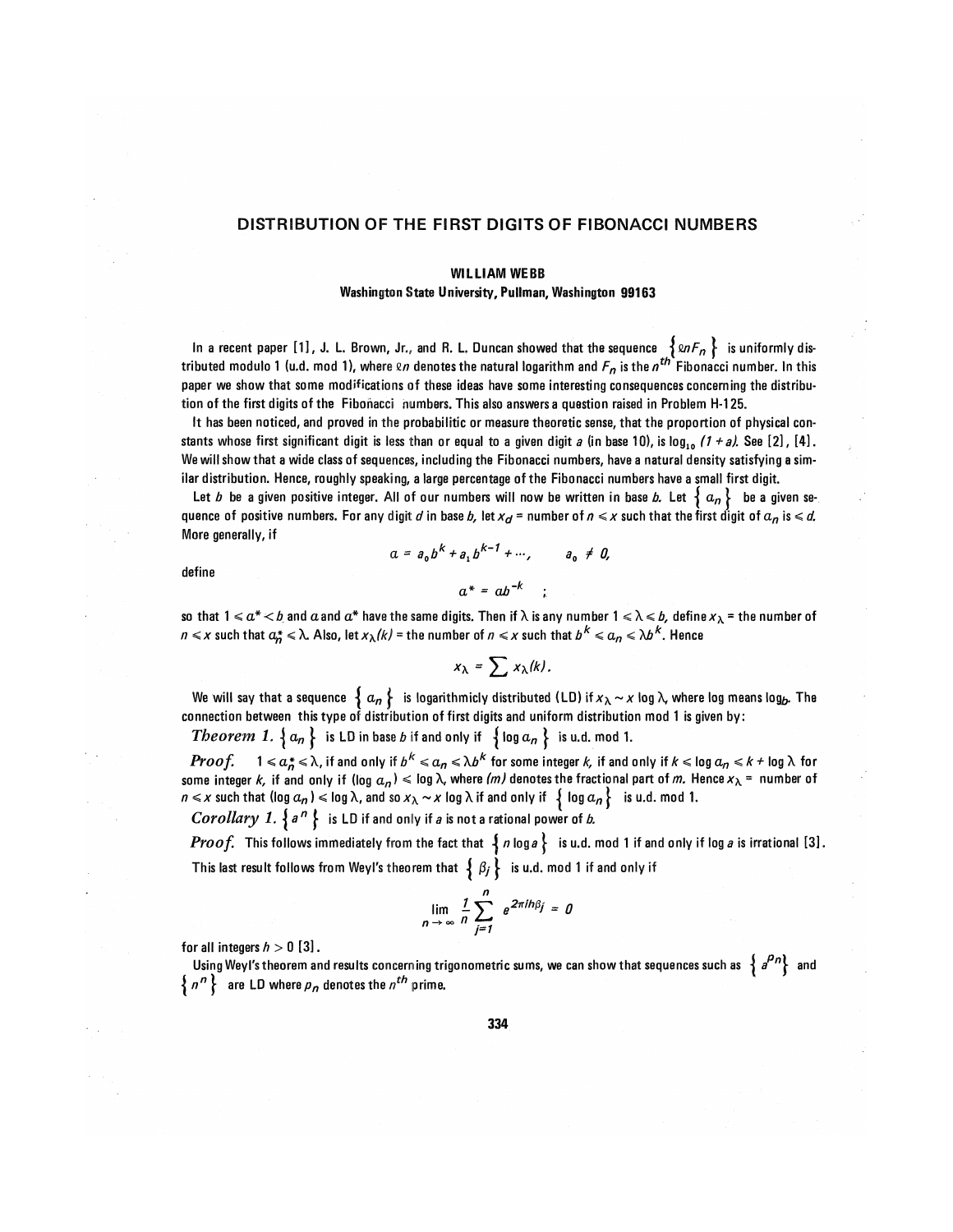# DISTRIBUTION OF THE FIRST DIGITS OF FIBONACCI NUMBERS

**WILLIAM WEBB**

**Washington State University, Pullman, Washington 99163**

In a recent paper [1], J. L. Brown, Jr., and R. L. Duncan showed that the sequence $\{\ell n F_n\}$ is uniformly distributed modulo 1 (u.d. mod 1), where $\ell n$ denotes the natural logarithm and $F_n$ is the $n^{th}$ Fibonacci number. In this paper we show that some modifications of these ideas have some interesting consequences concerning the distribution of the first digits of the Fibonacci numbers. This also answers a question raised in Problem H-125.

It has been noticed, and proved in the probabilitic or measure theoretic sense, that the proportion of physical constants whose first significant digit is less than or equal to a given digit $a$ (in base 10), is $\log_{10}(1+a)$. See [2], [4]. We will show that a wide class of sequences, including the Fibonacci numbers, have a natural density satisfying a similar distribution. Hence, roughly speaking, a large percentage of the Fibonacci numbers have a small first digit.

Let $b$ be a given positive integer. All of our numbers will now be written in base $b$. Let $\{a_n\}$ be a given sequence of positive numbers. For any digit $d$ in base $b$, let $x_d$ = number of $n \leqslant x$ such that the first digit of $a_n$ is $\leqslant d$. More generally, if

$$a = a_0 b^k + a_1 b^{k-1} + \cdots, \qquad a_0 \neq 0,$$

define

$$a^* = a b^{-k} \quad ;$$

so that $1 \leqslant a^* < b$ and $a$ and $a^*$ have the same digits. Then if $\lambda$ is any number $1 \leqslant \lambda \leqslant b$, define $x_\lambda$ = the number of $n \leqslant x$ such that $a_n^* \leqslant \lambda$. Also, let $x_\lambda(k)$ = the number of $n \leqslant x$ such that $b^k \leqslant a_n \leqslant \lambda b^k$. Hence

$$x_\lambda = \sum x_\lambda(k).$$

We will say that a sequence $\{a_n\}$ is logarithmicly distributed (LD) if $x_\lambda \sim x \log \lambda$, where log means $\log_b$. The connection between this type of distribution of first digits and uniform distribution mod 1 is given by:

***Theorem 1.*** $\{a_n\}$ is LD in base $b$ if and only if $\{\log a_n\}$ is u.d. mod 1.

***Proof.*** $1 \leqslant a_n^* \leqslant \lambda$, if and only if $b^k \leqslant a_n \leqslant \lambda b^k$ for some integer $k$, if and only if $k \leqslant \log a_n \leqslant k + \log \lambda$ for some integer $k$, if and only if $(\log a_n) \leqslant \log \lambda$, where $(m)$ denotes the fractional part of $m$. Hence $x_\lambda$ = number of $n \leqslant x$ such that $(\log a_n) \leqslant \log \lambda$, and so $x_\lambda \sim x \log \lambda$ if and only if $\{\log a_n\}$ is u.d. mod 1.

***Corollary 1.*** $\{a^n\}$ is LD if and only if $a$ is not a rational power of $b$.

***Proof.*** This follows immediately from the fact that $\{n \log a\}$ is u.d. mod 1 if and only if $\log a$ is irrational [3]. This last result follows from Weyl's theorem that $\{\beta_j\}$ is u.d. mod 1 if and only if

$$\lim_{n \to \infty} \frac{1}{n} \sum_{j=1}^{n} e^{2\pi i h \beta_j} = 0$$

for all integers $h > 0$ [3].

Using Weyl's theorem and results concerning trigonometric sums, we can show that sequences such as $\{a^{p_n}\}$ and $\{n^n\}$ are LD where $p_n$ denotes the $n^{th}$ prime.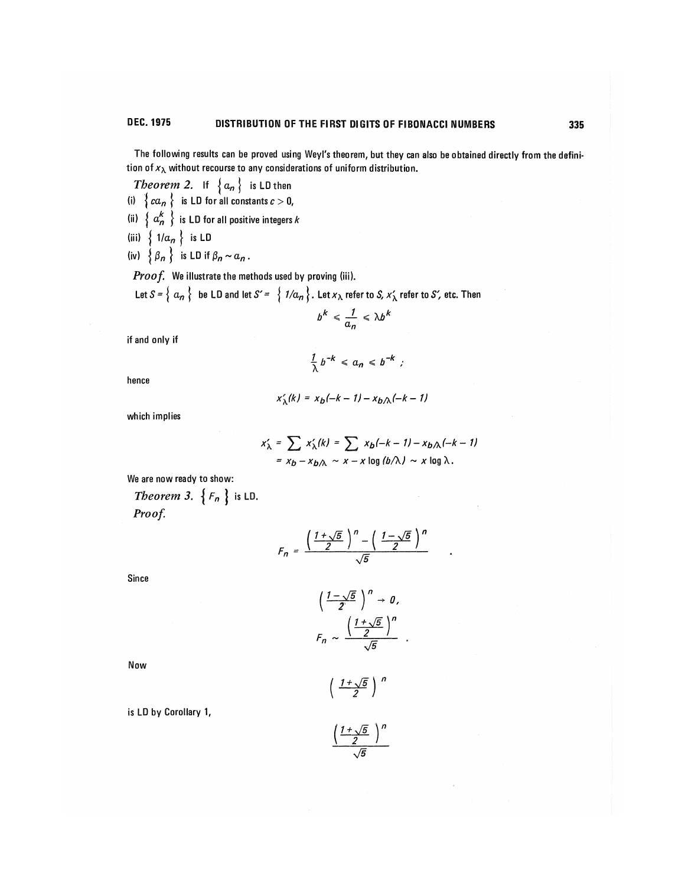The following results can be proved using Weyl's theorem, but they can also be obtained directly from the definition of $x_\lambda$ without recourse to any considerations of uniform distribution.

*Theorem 2.* If $\{a_n\}$ is LD then

(i) $\{ca_n\}$ is LD for all constants $c > 0$,

(ii) $\{a_n^k\}$ is LD for all positive integers $k$

(iii) $\{1/a_n\}$ is LD

(iv) $\{\beta_n\}$ is LD if $\beta_n \sim a_n$.

*Proof.* We illustrate the methods used by proving (iii).

Let $S = \{a_n\}$ be LD and let $S' = \{1/a_n\}$. Let $x_\lambda$ refer to $S$, $x'_\lambda$ refer to $S'$, etc. Then

$$b^k \leqslant \frac{1}{a_n} \leqslant \lambda b^k$$

if and only if

$$\frac{1}{\lambda} b^{-k} \leqslant a_n \leqslant b^{-k} \;;$$

hence

$$x'_\lambda(k) = x_b(-k-1) - x_{b/\lambda}(-k-1)$$

which implies

$$x'_\lambda = \sum x'_\lambda(k) = \sum x_b(-k-1) - x_{b/\lambda}(-k-1)$$
$$= x_b - x_{b/\lambda} \sim x - x\log(b/\lambda) \sim x \log \lambda .$$

We are now ready to show:

*Theorem 3.* $\{F_n\}$ is LD.

*Proof.*

$$F_n = \frac{\left(\frac{1+\sqrt{5}}{2}\right)^n - \left(\frac{1-\sqrt{5}}{2}\right)^n}{\sqrt{5}} \quad .$$

Since

$$\left(\frac{1-\sqrt{5}}{2}\right)^n \to 0,$$

$$F_n \sim \frac{\left(\frac{1+\sqrt{5}}{2}\right)^n}{\sqrt{5}} \quad .$$

Now

$$\left(\frac{1+\sqrt{5}}{2}\right)^n$$

is LD by Corollary 1,

$$\frac{\left(\frac{1+\sqrt{5}}{2}\right)^n}{\sqrt{5}}$$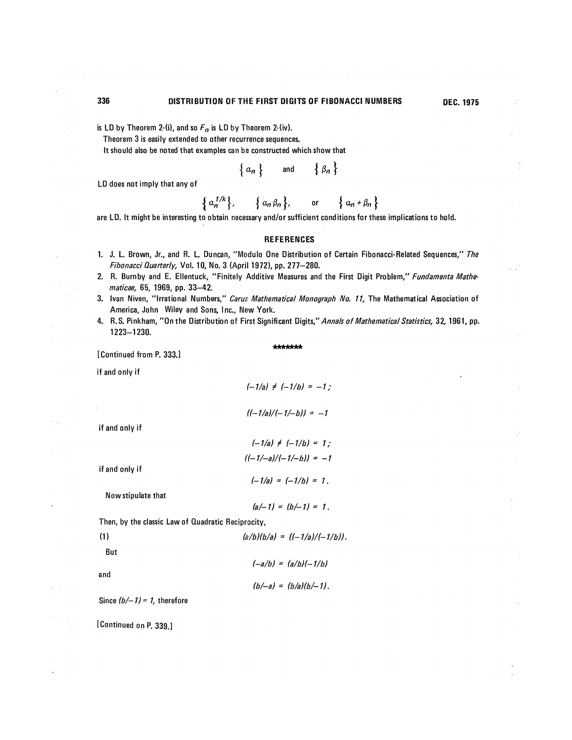is LD by Theorem 2-(i), and so $F_n$ is LD by Theorem 2-(iv).

Theorem 3 is easily extended to other recurrence sequences.

It should also be noted that examples can be constructed which show that

$$\{a_n\} \quad \text{and} \quad \{\beta_n\}$$

LD does not imply that any of

$$\{a_n^{1/k}\}, \quad \{a_n \beta_n\}, \quad \text{or} \quad \{a_n + \beta_n\}$$

are LD. It might be interesting to obtain necessary and/or sufficient conditions for these implications to hold.

## REFERENCES

1. J. L. Brown, Jr., and R. L. Duncan, "Modulo One Distribution of Certain Fibonacci-Related Sequences," *The Fibonacci Quarterly*, Vol. 10, No. 3 (April 1972), pp. 277–280.
2. R. Burnby and E. Ellentuck, "Finitely Additive Measures and the First Digit Problem," *Fundamenta Mathematicae*, 65, 1969, pp. 33–42.
3. Ivan Niven, "Irrational Numbers," *Carus Mathematical Monograph No. 11*, The Mathematical Association of America, John Wiley and Sons, Inc., New York.
4. R.S. Pinkham, "On the Distribution of First Significant Digits," *Annals of Mathematical Statistics*, 32, 1961, pp. 1223–1230.

*******

[Continued from P. 333.]

if and only if

$$(-1/a) \neq (-1/b) = -1;$$

$$((-1/a)/(-1/-b)) = -1$$

if and only if

$$(-1/a) \neq (-1/b) = 1;$$

$$((-1/-a)/(-1/-b)) = -1$$

if and only if

$$(-1/a) = (-1/b) = 1.$$

Now stipulate that

$$(a/-1) = (b/-1) = 1.$$

Then, by the classic Law of Quadratic Reciprocity,

$$(a/b)(b/a) = ((-1/a)/(-1/b)). \tag{1}$$

But

$$(-a/b) = (a/b)(-1/b)$$

and

$$(b/-a) = (b/a)(b/-1).$$

Since $(b/-1) = 1$, therefore

[Continued on P. 339.]